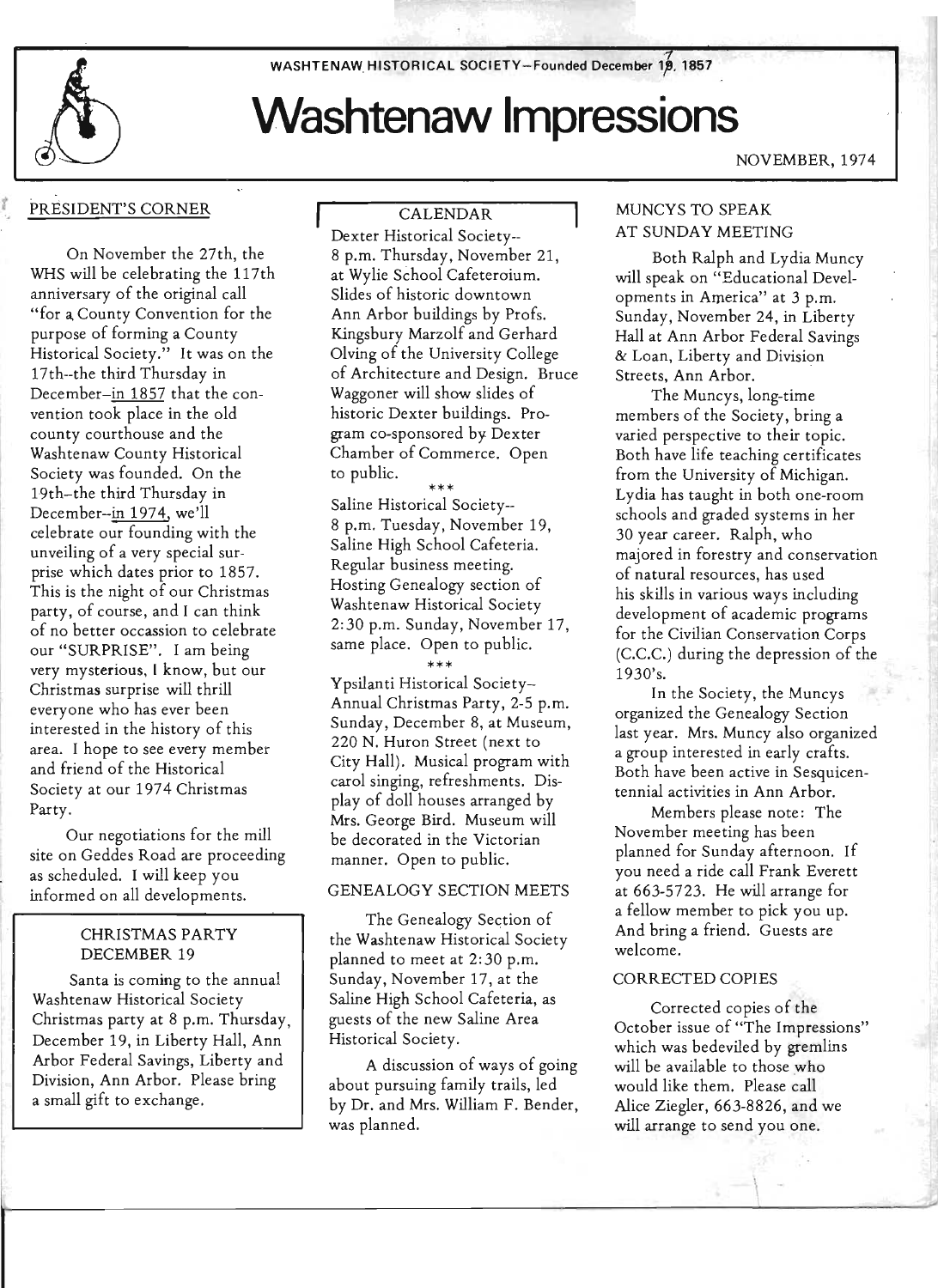WASHTENAW HISTORICAL SOCIETY—Founded December 17, 1857

# Washtenaw Impressions

NOVEMBER, 1974

## PRESIDENT'S CORNER

On November the 27th, the WHS will be celebrating the 117th anniversary of the original call "for a County Convention for the purpose of forming a County Historical Society." It was on the 17th--the third Thursday in December--in 1857 that the convention took place in the old county courthouse and the Washtenaw County Historical Society was founded. On the 19th--the third Thursday in December--in 1974, we'll celebrate our founding with the unveiling of a very special surprise which dates prior to 1857. This is the night of our Christmas party, of course, and I can think of no better occassion to celebrate our "SURPRISE". I am being very mysterious, I know, but our Christmas surprise will thrill everyone who has ever been interested in the history of this area. I hope to see every member and friend of the Historical Society at our 1974 Christmas Party.

Our negotiations for the mill site on Geddes Road are proceeding as scheduled. I will keep you informed on all developments.

### CHRISTMAS PARTY DECEMBER 19

Santa is coming to the annual Washtenaw Historical Society Christmas party at 8 p.m. Thursday, December 19, in Liberty Hall, Ann Arbor Federal Savings, Liberty and Division, Ann Arbor. Please bring a small gift to exchange.

## CALENDAR

Dexter Historical Society-- 8 p.m. Thursday, November 21, at Wylie School Cafeteroium. Slides of historic downtown Ann Arbor buildings by Profs. Kingsbury Marzolf and Gerhard Olving of the University College of Architecture and Design. Bruce Waggoner will show slides of historic Dexter buildings. Program co-sponsored by Dexter Chamber of Commerce. Open to public.

\*\*\*

Saline Historical Society-- 8 p.m. Tuesday, November 19, Saline High School Cafeteria. Regular business meeting. Hosting Genealogy section of Washtenaw Historical Society 2:30 p.m. Sunday, November 17, same place. Open to public.

\*\*\*

Ypsilanti Historical Society-- Annual Christmas Party, 2-5 p.m. Sunday, December 8, at Museum, 220 N. Huron Street (next to City Hall). Musical program with carol singing, refreshments. Display of doll houses arranged by Mrs. George Bird. Museum will be decorated in the Victorian manner. Open to public.

## GENEALOGY SECTION MEETS

The Genealogy Section of the Washtenaw Historical Society planned to meet at 2:30 p.m. Sunday, November 17, at the Saline High School Cafeteria, as guests of the new Saline Area Historical Society.

A discussion of ways of going about pursuing family trails, led by Dr. and Mrs. William F. Bender, was planned.

## MUNCYS TO SPEAK AT SUNDAY MEETING

Both Ralph and Lydia Muncy will speak on "Educational Developments in America" at 3 p.m. Sunday, November 24, in Liberty Hall at Ann Arbor Federal Savings & Loan, Liberty and Division Streets, Ann Arbor.

The Muncys, long-time members of the Society, bring a varied perspective to their topic. Both have life teaching certificates from the University of Michigan. Lydia has taught in both one-room schools and graded systems in her 30 year career. Ralph, who majored in forestry and conservation of natural resources, has used his skills in various ways including development of academic programs for the Civilian Conservation Corps (C.C.C.) during the depression of the 1930's.

In the Society, the Muncys organized the Genealogy Section last year. Mrs. Muncy also organized a group interested in early crafts. Both have been active in Sesquicentennial activities in Ann Arbor.

Members please note: The November meeting has been planned for Sunday afternoon. If you need a ride call Frank Everett at 663-5723. He will arrange for a fellow member to pick you up. And bring a friend. Guests are welcome.

## CORRECTED COPIES

Corrected copies of the October issue of "The Impressions" which was bedeviled by gremlins will be available to those who would like them. Please call Alice Ziegler, 663-8826, and we will arrange to send you one.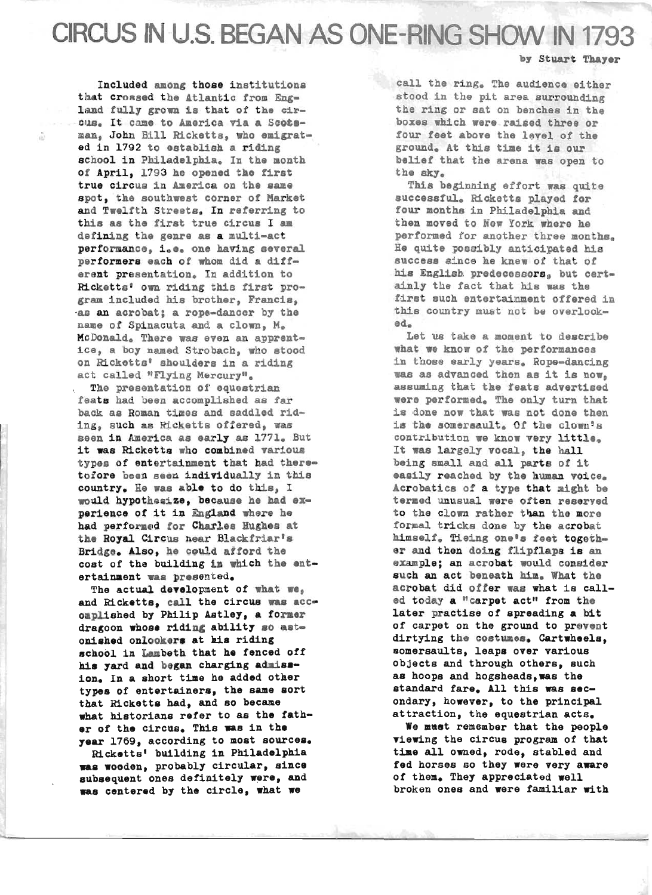# CIRCUS IN U.S. BEGAN AS ONE-RING SHOW IN 1793

by Stuart Thayer

Included among those institutions that crossed the Atlantic from England fully grown is that of the circus. It came to America via a Scotsman, John Bill Ricketts, who emigrated in 1792 to establish a riding school in Philadelphia. In the month of April, 1793 he opened the first true circus in America on the same spot, the southwest corner of Market and Twelfth Streets. In referring to this as the first true circus I am defining the genre as a multi-act performance, i.e. one having several performers each of whom did a different presentation. In addition to Ricketts' own riding this first program included his brother, Francis, as an acrobat; a rope-dancer by the name of Spinacuta and a clown, M. McDonald. There was even an apprentice, a boy named Strobach, who stood on Ricketts' shoulders in a riding act called "Flying Mercury".

The presentation of equestrian feats had been accomplished as far back as Roman times and saddled riding, such as Ricketts offered, was seen in America as early as 1771. But it was Ricketts who combined various types of entertainment that had theretofore been seen individually in this country. He was able to do this, I would hypothesize, because he had experience of it in England where he had performed for Charles Hughes at the Royal Circus near Blackfriar's Bridge. Also, he could afford the cost of the building in which the entertainment was presented.

The actual development of what we, and Ricketts, call the circus was accomplished by Philip Astley, a former dragoon whose riding ability so astonished onlookers at his riding school in Lambeth that he fenced off his yard and began charging admission. In a short time he added other types of entertainers, the same sort that Ricketts had, and so became what historians refer to as the father of the circus. This was in the year 1769, according to most sources.

Ricketts' building in Philadelphia was wooden, probably circular, since subsequent ones definitely were, and was centered by the circle, what we call the ring. The audience either stood in the pit area surrounding the ring or sat on benches in the boxes which were raised three or four feet above the level of the ground. At this time it is our belief that the arena was open to the sky.

This beginning effort was quite successful. Ricketts played for four months in Philadelphia and then moved to New York where he performed for another three months. He quite possibly anticipated his success since he knew of that of his English predecessors, but certainly the fact that his was the first such entertainment offered in this country must not be overlooked.

Let us take a moment to describe what we know of the performances in those early years. Rope-dancing was as advanced then as it is now, assuming that the feats advertised were performed. The only turn that is done now that was not done then is the somersault. Of the clown's contribution we know very little. It was largely vocal, the hall being small and all parts of it easily reached by the human voice. Acrobatics of a type that might be termed unusual were often reserved to the clown rather than the more formal tricks done by the acrobat himself. Tieing one's feet together and then doing flipflaps is an example; an acrobat would consider such an act beneath him. What the acrobat did offer was what is called today a "carpet act" from the later practise of spreading a bit of carpet on the ground to prevent dirtying the costumes. Cartwheels, somersaults, leaps over various objects and through others, such as hoops and hogsheads, was the standard fare. All this was secondary, however, to the principal attraction, the equestrian acts.

We must remember that the people viewing the circus program of that time all owned, rode, stabled and fed horses so they were very aware of them. They appreciated well broken ones and were familiar with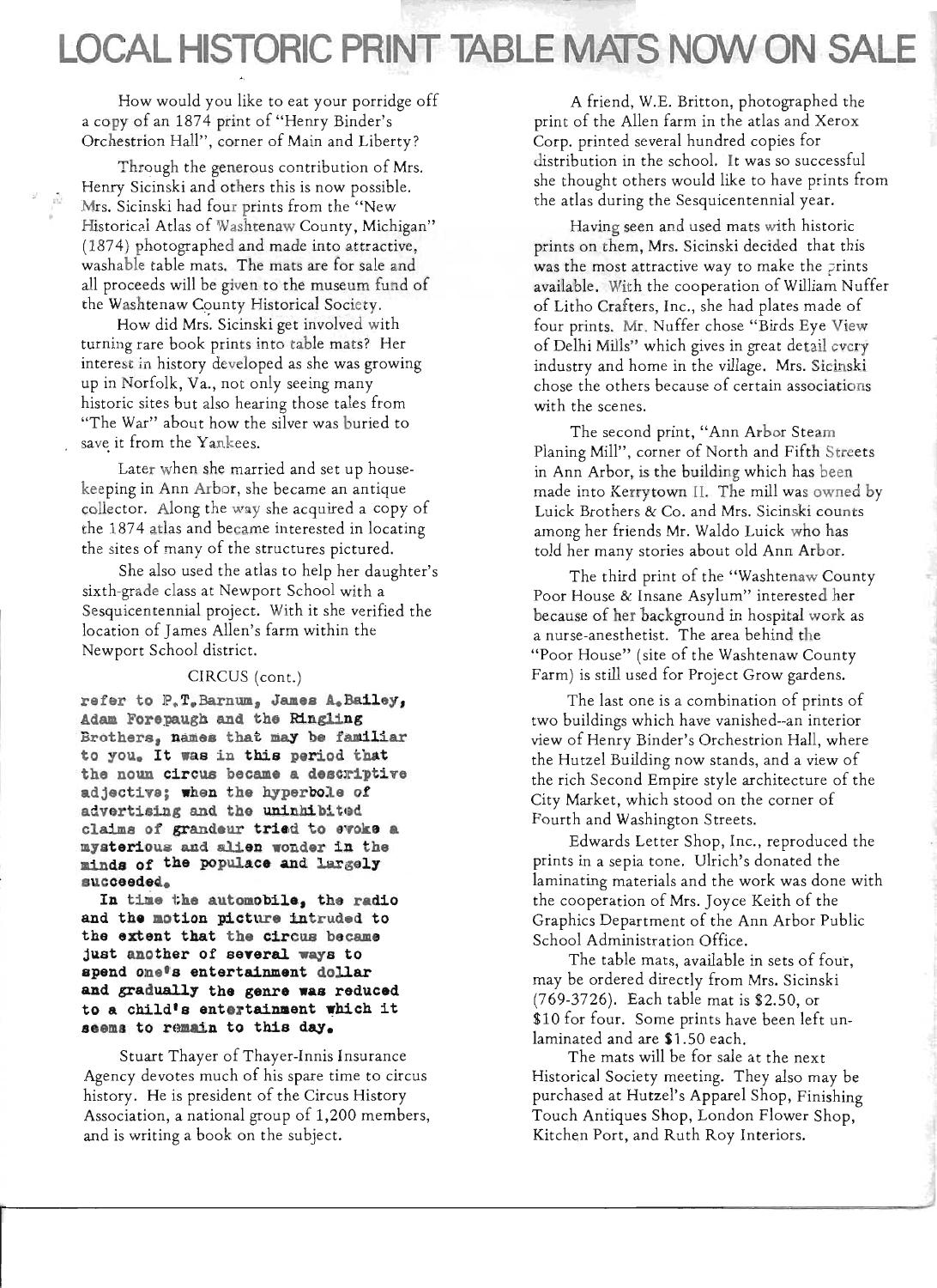# LOCAL HISTORIC PRINT TABLE MATS NOW ON SALE

How would you like to eat your porridge off a copy of an 1874 print of "Henry Binder's Orchestrion Hall", corner of Main and Liberty?

Through the generous contribution of Mrs. Henry Sicinski and others this is now possible. Mrs. Sicinski had four prints from the "New Historical Atlas of Washtenaw County, Michigan" (1874) photographed and made into attractive, washable table mats. The mats are for sale and all proceeds will be given to the museum fund of the Washtenaw County Historical Society.

How did Mrs. Sicinski get involved with turning rare book prints into table mats? Her interest in history developed as she was growing up in Norfolk, Va., not only seeing many historic sites but also hearing those tales from "The War" about how the silver was buried to save it from the Yankees.

Later when she married and set up housekeeping in Ann Arbor, she became an antique collector. Along the way she acquired a copy of the 1874 atlas and became interested in locating the sites of many of the structures pictured.

She also used the atlas to help her daughter's sixth-grade class at Newport School with a Sesquicentennial project. With it she verified the location of James Allen's farm within the Newport School district.

CIRCUS (cont.)

refer to P.T.Barnum, James A.Bailey, Adam Forepaugh and the Ringling Brothers, names that may be familiar to you. It was in this period that the noun circus became a descriptive adjective; when the hyperbole of advertising and the uninhibited claims of grandeur tried to evoke a mysterious and alien wonder in the minds of the populace and largely succeeded.

In time the automobile, the radio and the motion picture intruded to the extent that the circus became just another of several ways to spend one's entertainment dollar and gradually the genre was reduced to a child's entertainment which it seems to remain to this day.

Stuart Thayer of Thayer-Innis Insurance Agency devotes much of his spare time to circus history. He is president of the Circus History Association, a national group of 1,200 members, and is writing a book on the subject.

A friend, W.E. Britton, photographed the print of the Allen farm in the atlas and Xerox Corp. printed several hundred copies for distribution in the school. It was so successful she thought others would like to have prints from the atlas during the Sesquicentennial year.

Having seen and used mats with historic prints on them, Mrs. Sicinski decided that this was the most attractive way to make the prints available. With the cooperation of William Nuffer of Litho Crafters, Inc., she had plates made of four prints. Mr. Nuffer chose "Birds Eye View of Delhi Mills" which gives in great detail every industry and home in the village. Mrs. Sicinski chose the others because of certain associations with the scenes.

The second print, "Ann Arbor Steam Planing Mill", corner of North and Fifth Streets in Ann Arbor, is the building which has been made into Kerrytown II. The mill was owned by Luick Brothers & Co. and Mrs. Sicinski counts among her friends Mr. Waldo Luick who has told her many stories about old Ann Arbor.

The third print of the "Washtenaw County Poor House & Insane Asylum" interested her because of her background in hospital work as a nurse-anesthetist. The area behind the "Poor House" (site of the Washtenaw County Farm) is still used for Project Grow gardens.

The last one is a combination of prints of two buildings which have vanished--an interior view of Henry Binder's Orchestrion Hall, where the Hutzel Building now stands, and a view of the rich Second Empire style architecture of the City Market, which stood on the corner of Fourth and Washington Streets.

Edwards Letter Shop, Inc., reproduced the prints in a sepia tone. Ulrich's donated the laminating materials and the work was done with the cooperation of Mrs. Joyce Keith of the Graphics Department of the Ann Arbor Public School Administration Office.

The table mats, available in sets of four, may be ordered directly from Mrs. Sicinski (769-3726). Each table mat is $2.50, or $10 for four. Some prints have been left unlaminated and are $1.50 each.

The mats will be for sale at the next Historical Society meeting. They also may be purchased at Hutzel's Apparel Shop, Finishing Touch Antiques Shop, London Flower Shop, Kitchen Port, and Ruth Roy Interiors.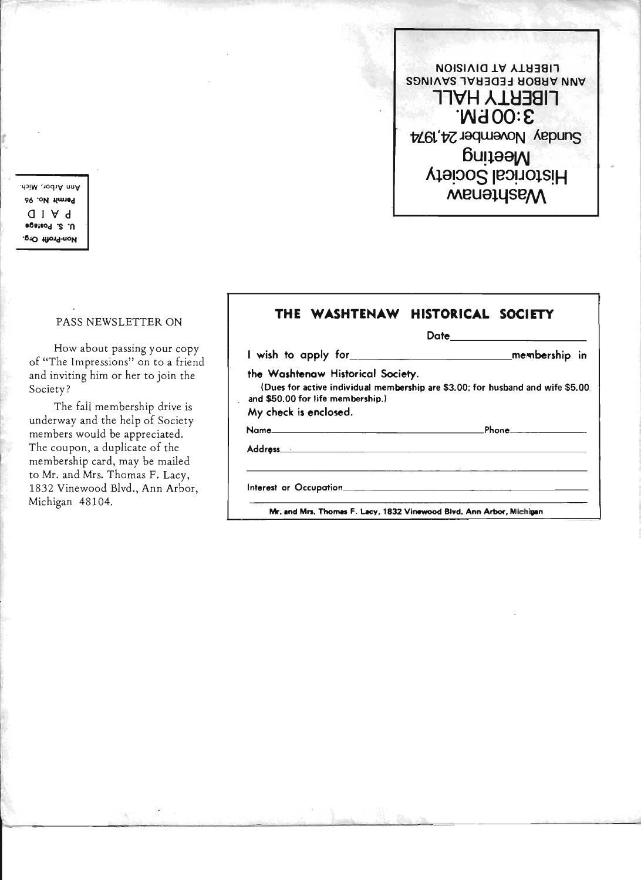Washtenaw
Historical Society
Meeting
Sunday November 24, 1974
3:00 P.M.
LIBERTY HALL
ANN ARBOR FEDERAL SAVINGS
LIBERTY AT DIVISION

Non-Profit Org.
U. S. Postage
P A I D
Permit No. 96
Ann Arbor, Mich.

## PASS NEWSLETTER ON

How about passing your copy of "The Impressions" on to a friend and inviting him or her to join the Society?

The fall membership drive is underway and the help of Society members would be appreciated. The coupon, a duplicate of the membership card, may be mailed to Mr. and Mrs. Thomas F. Lacy, 1832 Vinewood Blvd., Ann Arbor, Michigan 48104.

## THE WASHTENAW HISTORICAL SOCIETY

Date\_\_\_\_\_\_\_\_\_\_\_\_\_\_\_\_\_\_\_\_

I wish to apply for\_\_\_\_\_\_\_\_\_\_\_\_\_\_\_\_\_\_\_\_membership in the Washtenaw Historical Society.

(Dues for active individual membership are $3.00; for husband and wife $5.00 and $50.00 for life membership.)

My check is enclosed.

Name\_\_\_\_\_\_\_\_\_\_\_\_\_\_\_\_\_\_\_\_Phone\_\_\_\_\_\_\_\_\_\_

Address\_\_\_\_\_\_\_\_\_\_\_\_\_\_\_\_\_\_\_\_

Interest or Occupation\_\_\_\_\_\_\_\_\_\_\_\_\_\_\_\_\_\_\_\_

Mr. and Mrs. Thomas F. Lacy, 1832 Vinewood Blvd. Ann Arbor, Michigan